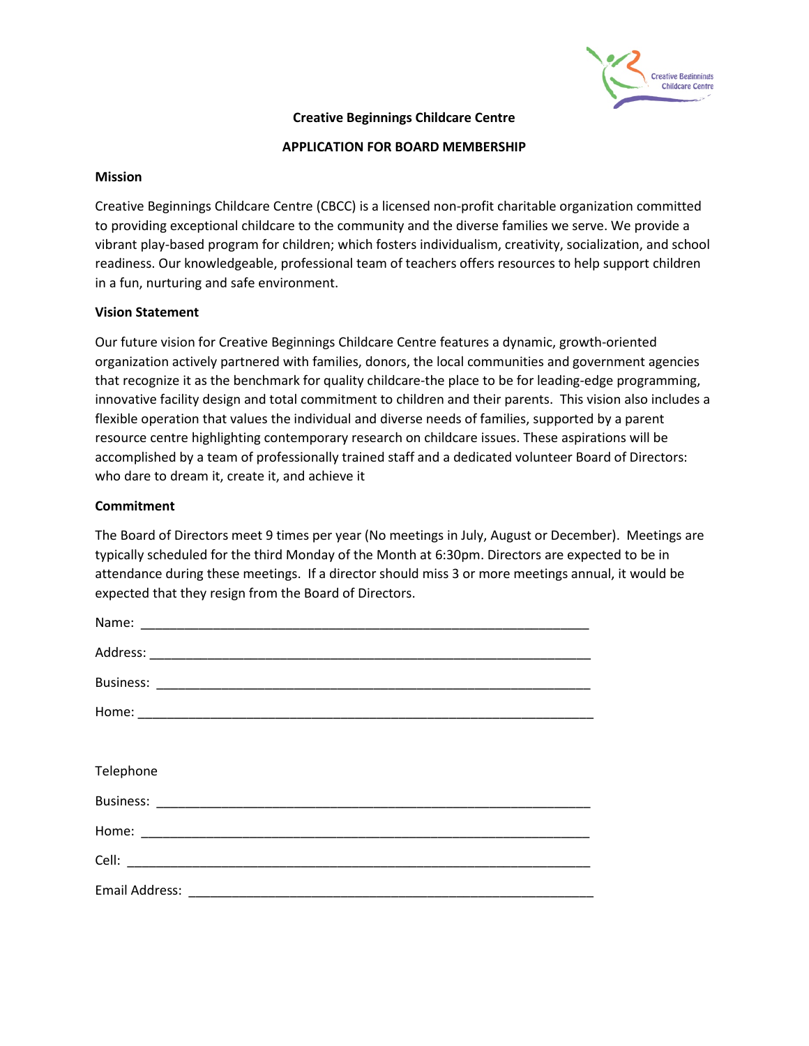# Creative Beginnings Childcare Centre

## APPLICATION FOR BOARD MEMBERSHIP

**Mission**

Creative Beginnings Childcare Centre (CBCC) is a licensed non-profit charitable organization committed to providing exceptional childcare to the community and the diverse families we serve. We provide a vibrant play-based program for children; which fosters individualism, creativity, socialization, and school readiness. Our knowledgeable, professional team of teachers offers resources to help support children in a fun, nurturing and safe environment.

**Vision Statement**

Our future vision for Creative Beginnings Childcare Centre features a dynamic, growth-oriented organization actively partnered with families, donors, the local communities and government agencies that recognize it as the benchmark for quality childcare-the place to be for leading-edge programming, innovative facility design and total commitment to children and their parents. This vision also includes a flexible operation that values the individual and diverse needs of families, supported by a parent resource centre highlighting contemporary research on childcare issues. These aspirations will be accomplished by a team of professionally trained staff and a dedicated volunteer Board of Directors: who dare to dream it, create it, and achieve it

**Commitment**

The Board of Directors meet 9 times per year (No meetings in July, August or December). Meetings are typically scheduled for the third Monday of the Month at 6:30pm. Directors are expected to be in attendance during these meetings. If a director should miss 3 or more meetings annual, it would be expected that they resign from the Board of Directors.

Name: ______________________________________________________________

Address: ____________________________________________________________

Business: ____________________________________________________________

Home: ______________________________________________________________

Telephone

Business: ____________________________________________________________

Home: ______________________________________________________________

Cell: ________________________________________________________________

Email Address: _______________________________________________________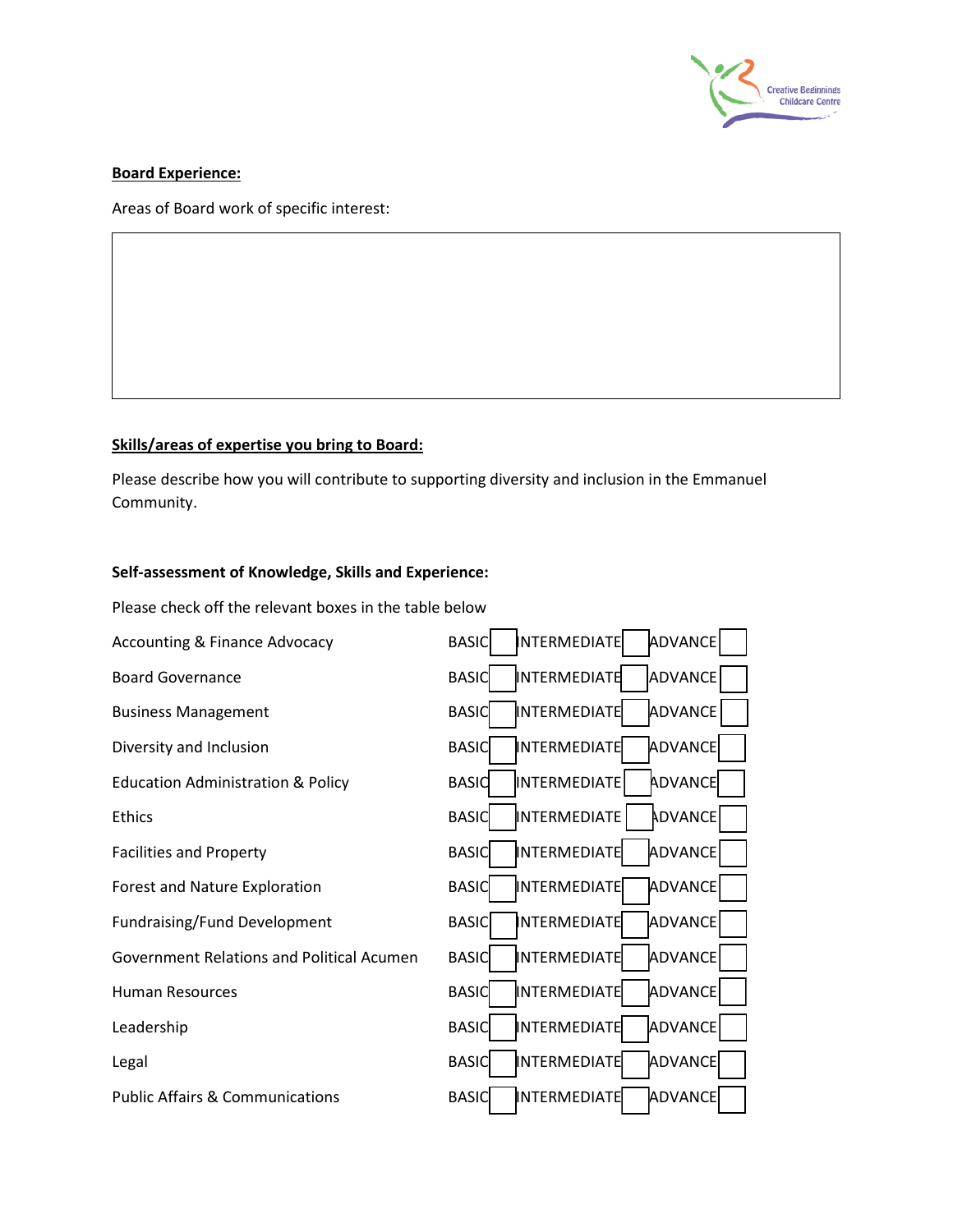**Board Experience:**

Areas of Board work of specific interest:

**Skills/areas of expertise you bring to Board:**

Please describe how you will contribute to supporting diversity and inclusion in the Emmanuel Community.

**Self-assessment of Knowledge, Skills and Experience:**

Please check off the relevant boxes in the table below

| | BASIC | INTERMEDIATE | ADVANCE |
|---|---|---|---|
| Accounting & Finance Advocacy | ☐ | ☐ | ☐ |
| Board Governance | ☐ | ☐ | ☐ |
| Business Management | ☐ | ☐ | ☐ |
| Diversity and Inclusion | ☐ | ☐ | ☐ |
| Education Administration & Policy | ☐ | ☐ | ☐ |
| Ethics | ☐ | ☐ | ☐ |
| Facilities and Property | ☐ | ☐ | ☐ |
| Forest and Nature Exploration | ☐ | ☐ | ☐ |
| Fundraising/Fund Development | ☐ | ☐ | ☐ |
| Government Relations and Political Acumen | ☐ | ☐ | ☐ |
| Human Resources | ☐ | ☐ | ☐ |
| Leadership | ☐ | ☐ | ☐ |
| Legal | ☐ | ☐ | ☐ |
| Public Affairs & Communications | ☐ | ☐ | ☐ |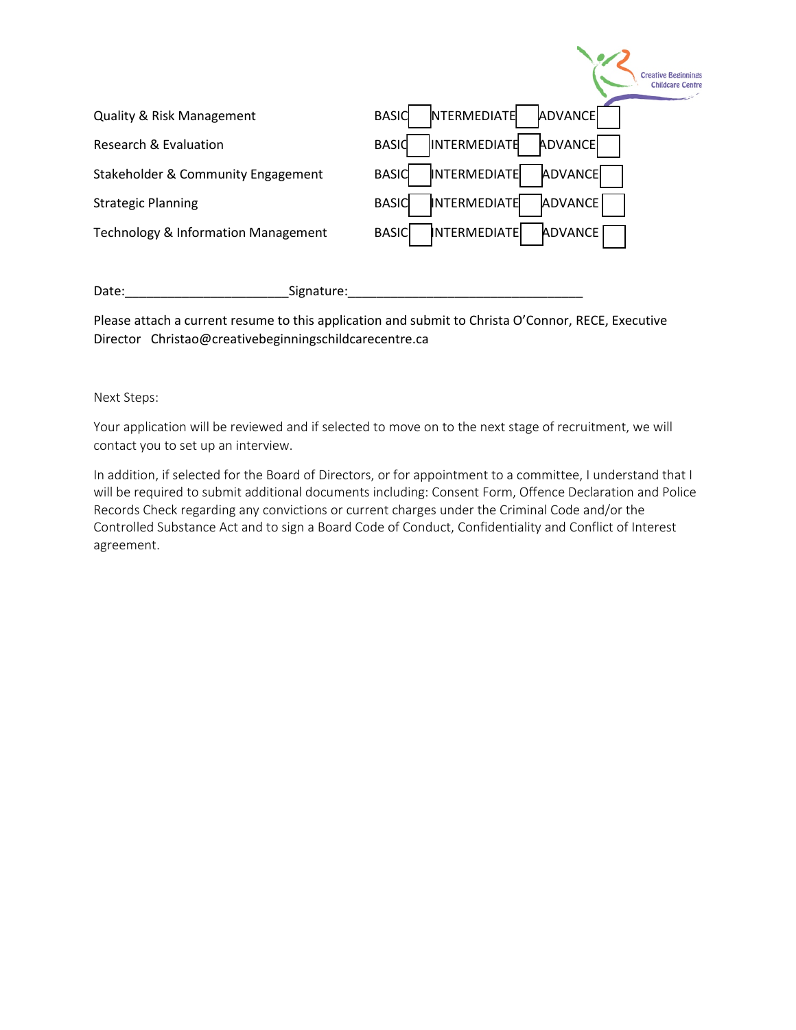| | | | |
|---|---|---|---|
| Quality & Risk Management | BASIC ☐ | INTERMEDIATE ☐ | ADVANCE ☐ |
| Research & Evaluation | BASIC ☐ | INTERMEDIATE ☐ | ADVANCE ☐ |
| Stakeholder & Community Engagement | BASIC ☐ | INTERMEDIATE ☐ | ADVANCE ☐ |
| Strategic Planning | BASIC ☐ | INTERMEDIATE ☐ | ADVANCE ☐ |
| Technology & Information Management | BASIC ☐ | INTERMEDIATE ☐ | ADVANCE ☐ |

Date:______________________Signature:________________________________

Please attach a current resume to this application and submit to Christa O'Connor, RECE, Executive Director Christao@creativebeginningschildcarecentre.ca

Next Steps:

Your application will be reviewed and if selected to move on to the next stage of recruitment, we will contact you to set up an interview.

In addition, if selected for the Board of Directors, or for appointment to a committee, I understand that I will be required to submit additional documents including: Consent Form, Offence Declaration and Police Records Check regarding any convictions or current charges under the Criminal Code and/or the Controlled Substance Act and to sign a Board Code of Conduct, Confidentiality and Conflict of Interest agreement.